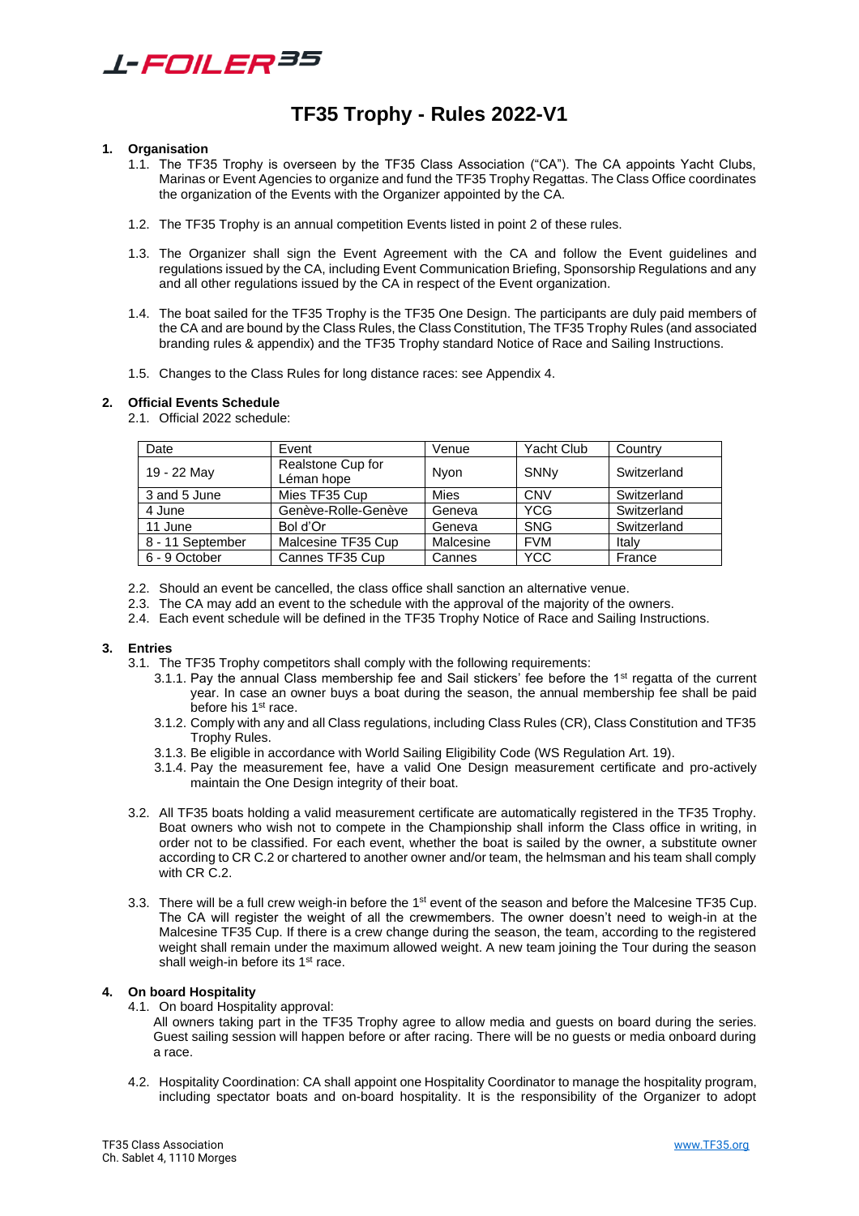# TF35 Trophy - Rules 2022-V1

## 1. Organisation

1.1. The TF35 Trophy is overseen by the TF35 Class Association ("CA"). The CA appoints Yacht Clubs, Marinas or Event Agencies to organize and fund the TF35 Trophy Regattas. The Class Office coordinates the organization of the Events with the Organizer appointed by the CA.

1.2. The TF35 Trophy is an annual competition Events listed in point 2 of these rules.

1.3. The Organizer shall sign the Event Agreement with the CA and follow the Event guidelines and regulations issued by the CA, including Event Communication Briefing, Sponsorship Regulations and any and all other regulations issued by the CA in respect of the Event organization.

1.4. The boat sailed for the TF35 Trophy is the TF35 One Design. The participants are duly paid members of the CA and are bound by the Class Rules, the Class Constitution, The TF35 Trophy Rules (and associated branding rules & appendix) and the TF35 Trophy standard Notice of Race and Sailing Instructions.

1.5. Changes to the Class Rules for long distance races: see Appendix 4.

## 2. Official Events Schedule

2.1. Official 2022 schedule:

| Date | Event | Venue | Yacht Club | Country |
|---|---|---|---|---|
| 19 - 22 May | Realstone Cup for Léman hope | Nyon | SNNy | Switzerland |
| 3 and 5 June | Mies TF35 Cup | Mies | CNV | Switzerland |
| 4 June | Genève-Rolle-Genève | Geneva | YCG | Switzerland |
| 11 June | Bol d'Or | Geneva | SNG | Switzerland |
| 8 - 11 September | Malcesine TF35 Cup | Malcesine | FVM | Italy |
| 6 - 9 October | Cannes TF35 Cup | Cannes | YCC | France |

2.2. Should an event be cancelled, the class office shall sanction an alternative venue.
2.3. The CA may add an event to the schedule with the approval of the majority of the owners.
2.4. Each event schedule will be defined in the TF35 Trophy Notice of Race and Sailing Instructions.

## 3. Entries

3.1. The TF35 Trophy competitors shall comply with the following requirements:

3.1.1. Pay the annual Class membership fee and Sail stickers' fee before the 1st regatta of the current year. In case an owner buys a boat during the season, the annual membership fee shall be paid before his 1st race.

3.1.2. Comply with any and all Class regulations, including Class Rules (CR), Class Constitution and TF35 Trophy Rules.

3.1.3. Be eligible in accordance with World Sailing Eligibility Code (WS Regulation Art. 19).

3.1.4. Pay the measurement fee, have a valid One Design measurement certificate and pro-actively maintain the One Design integrity of their boat.

3.2. All TF35 boats holding a valid measurement certificate are automatically registered in the TF35 Trophy. Boat owners who wish not to compete in the Championship shall inform the Class office in writing, in order not to be classified. For each event, whether the boat is sailed by the owner, a substitute owner according to CR C.2 or chartered to another owner and/or team, the helmsman and his team shall comply with CR C.2.

3.3. There will be a full crew weigh-in before the 1st event of the season and before the Malcesine TF35 Cup. The CA will register the weight of all the crewmembers. The owner doesn't need to weigh-in at the Malcesine TF35 Cup. If there is a crew change during the season, the team, according to the registered weight shall remain under the maximum allowed weight. A new team joining the Tour during the season shall weigh-in before its 1st race.

## 4. On board Hospitality

4.1. On board Hospitality approval:
All owners taking part in the TF35 Trophy agree to allow media and guests on board during the series. Guest sailing session will happen before or after racing. There will be no guests or media onboard during a race.

4.2. Hospitality Coordination: CA shall appoint one Hospitality Coordinator to manage the hospitality program, including spectator boats and on-board hospitality. It is the responsibility of the Organizer to adopt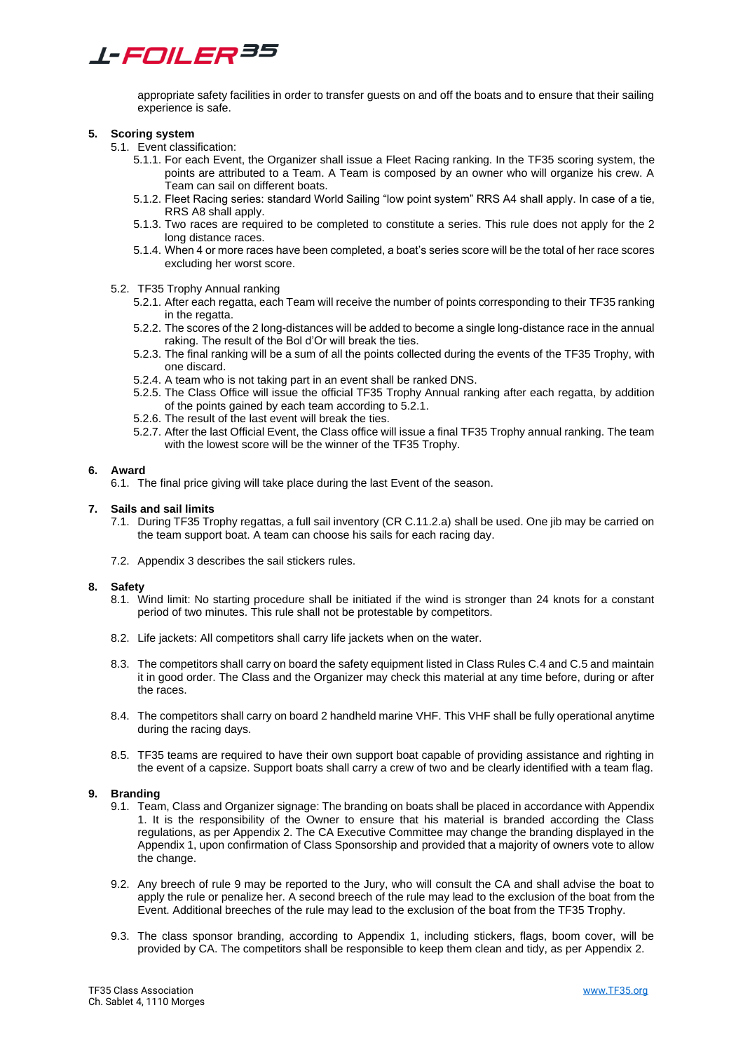appropriate safety facilities in order to transfer guests on and off the boats and to ensure that their sailing experience is safe.

## 5. Scoring system

5.1. Event classification:

5.1.1. For each Event, the Organizer shall issue a Fleet Racing ranking. In the TF35 scoring system, the points are attributed to a Team. A Team is composed by an owner who will organize his crew. A Team can sail on different boats.

5.1.2. Fleet Racing series: standard World Sailing "low point system" RRS A4 shall apply. In case of a tie, RRS A8 shall apply.

5.1.3. Two races are required to be completed to constitute a series. This rule does not apply for the 2 long distance races.

5.1.4. When 4 or more races have been completed, a boat's series score will be the total of her race scores excluding her worst score.

5.2. TF35 Trophy Annual ranking

5.2.1. After each regatta, each Team will receive the number of points corresponding to their TF35 ranking in the regatta.

5.2.2. The scores of the 2 long-distances will be added to become a single long-distance race in the annual raking. The result of the Bol d'Or will break the ties.

5.2.3. The final ranking will be a sum of all the points collected during the events of the TF35 Trophy, with one discard.

5.2.4. A team who is not taking part in an event shall be ranked DNS.

5.2.5. The Class Office will issue the official TF35 Trophy Annual ranking after each regatta, by addition of the points gained by each team according to 5.2.1.

5.2.6. The result of the last event will break the ties.

5.2.7. After the last Official Event, the Class office will issue a final TF35 Trophy annual ranking. The team with the lowest score will be the winner of the TF35 Trophy.

## 6. Award

6.1. The final price giving will take place during the last Event of the season.

## 7. Sails and sail limits

7.1. During TF35 Trophy regattas, a full sail inventory (CR C.11.2.a) shall be used. One jib may be carried on the team support boat. A team can choose his sails for each racing day.

7.2. Appendix 3 describes the sail stickers rules.

## 8. Safety

8.1. Wind limit: No starting procedure shall be initiated if the wind is stronger than 24 knots for a constant period of two minutes. This rule shall not be protestable by competitors.

8.2. Life jackets: All competitors shall carry life jackets when on the water.

8.3. The competitors shall carry on board the safety equipment listed in Class Rules C.4 and C.5 and maintain it in good order. The Class and the Organizer may check this material at any time before, during or after the races.

8.4. The competitors shall carry on board 2 handheld marine VHF. This VHF shall be fully operational anytime during the racing days.

8.5. TF35 teams are required to have their own support boat capable of providing assistance and righting in the event of a capsize. Support boats shall carry a crew of two and be clearly identified with a team flag.

## 9. Branding

9.1. Team, Class and Organizer signage: The branding on boats shall be placed in accordance with Appendix 1. It is the responsibility of the Owner to ensure that his material is branded according the Class regulations, as per Appendix 2. The CA Executive Committee may change the branding displayed in the Appendix 1, upon confirmation of Class Sponsorship and provided that a majority of owners vote to allow the change.

9.2. Any breech of rule 9 may be reported to the Jury, who will consult the CA and shall advise the boat to apply the rule or penalize her. A second breech of the rule may lead to the exclusion of the boat from the Event. Additional breeches of the rule may lead to the exclusion of the boat from the TF35 Trophy.

9.3. The class sponsor branding, according to Appendix 1, including stickers, flags, boom cover, will be provided by CA. The competitors shall be responsible to keep them clean and tidy, as per Appendix 2.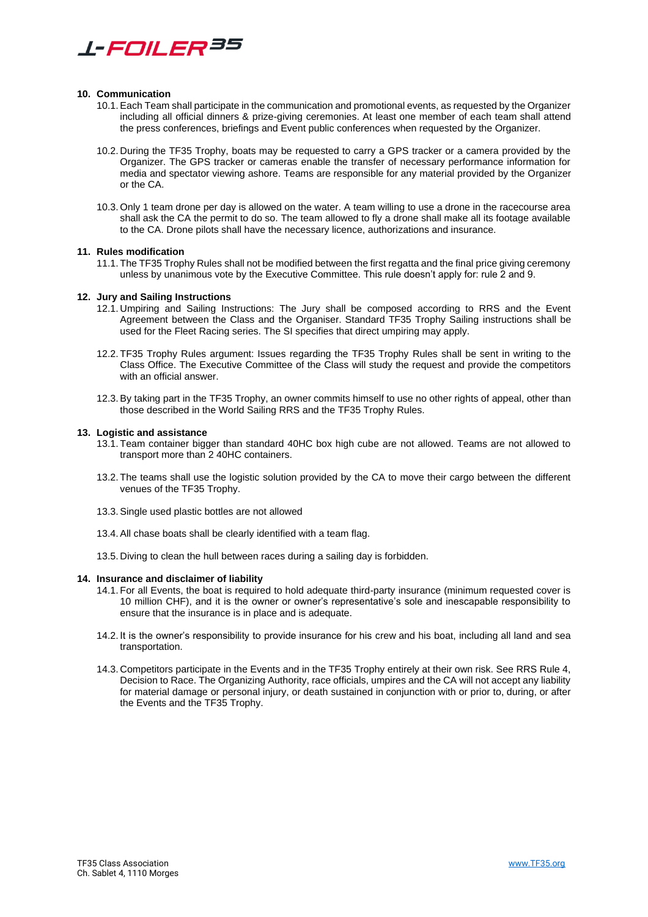## 10. Communication

10.1. Each Team shall participate in the communication and promotional events, as requested by the Organizer including all official dinners & prize-giving ceremonies. At least one member of each team shall attend the press conferences, briefings and Event public conferences when requested by the Organizer.

10.2. During the TF35 Trophy, boats may be requested to carry a GPS tracker or a camera provided by the Organizer. The GPS tracker or cameras enable the transfer of necessary performance information for media and spectator viewing ashore. Teams are responsible for any material provided by the Organizer or the CA.

10.3. Only 1 team drone per day is allowed on the water. A team willing to use a drone in the racecourse area shall ask the CA the permit to do so. The team allowed to fly a drone shall make all its footage available to the CA. Drone pilots shall have the necessary licence, authorizations and insurance.

## 11. Rules modification

11.1. The TF35 Trophy Rules shall not be modified between the first regatta and the final price giving ceremony unless by unanimous vote by the Executive Committee. This rule doesn't apply for: rule 2 and 9.

## 12. Jury and Sailing Instructions

12.1. Umpiring and Sailing Instructions: The Jury shall be composed according to RRS and the Event Agreement between the Class and the Organiser. Standard TF35 Trophy Sailing instructions shall be used for the Fleet Racing series. The SI specifies that direct umpiring may apply.

12.2. TF35 Trophy Rules argument: Issues regarding the TF35 Trophy Rules shall be sent in writing to the Class Office. The Executive Committee of the Class will study the request and provide the competitors with an official answer.

12.3. By taking part in the TF35 Trophy, an owner commits himself to use no other rights of appeal, other than those described in the World Sailing RRS and the TF35 Trophy Rules.

## 13. Logistic and assistance

13.1. Team container bigger than standard 40HC box high cube are not allowed. Teams are not allowed to transport more than 2 40HC containers.

13.2. The teams shall use the logistic solution provided by the CA to move their cargo between the different venues of the TF35 Trophy.

13.3. Single used plastic bottles are not allowed

13.4. All chase boats shall be clearly identified with a team flag.

13.5. Diving to clean the hull between races during a sailing day is forbidden.

## 14. Insurance and disclaimer of liability

14.1. For all Events, the boat is required to hold adequate third-party insurance (minimum requested cover is 10 million CHF), and it is the owner or owner's representative's sole and inescapable responsibility to ensure that the insurance is in place and is adequate.

14.2. It is the owner's responsibility to provide insurance for his crew and his boat, including all land and sea transportation.

14.3. Competitors participate in the Events and in the TF35 Trophy entirely at their own risk. See RRS Rule 4, Decision to Race. The Organizing Authority, race officials, umpires and the CA will not accept any liability for material damage or personal injury, or death sustained in conjunction with or prior to, during, or after the Events and the TF35 Trophy.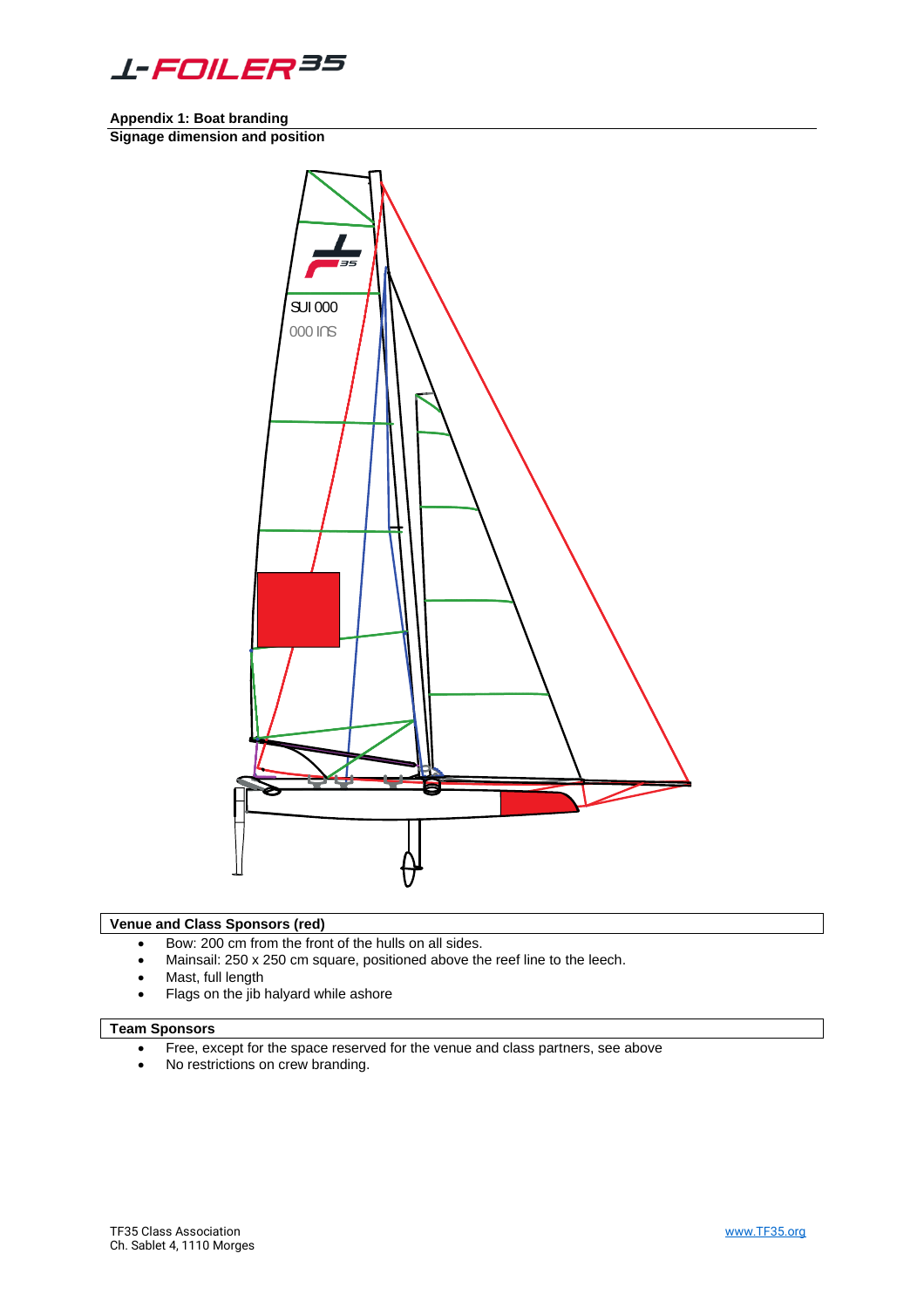## Appendix 1: Boat branding

### Signage dimension and position

### Venue and Class Sponsors (red)

- Bow: 200 cm from the front of the hulls on all sides.
- Mainsail: 250 x 250 cm square, positioned above the reef line to the leech.
- Mast, full length
- Flags on the jib halyard while ashore

### Team Sponsors

- Free, except for the space reserved for the venue and class partners, see above
- No restrictions on crew branding.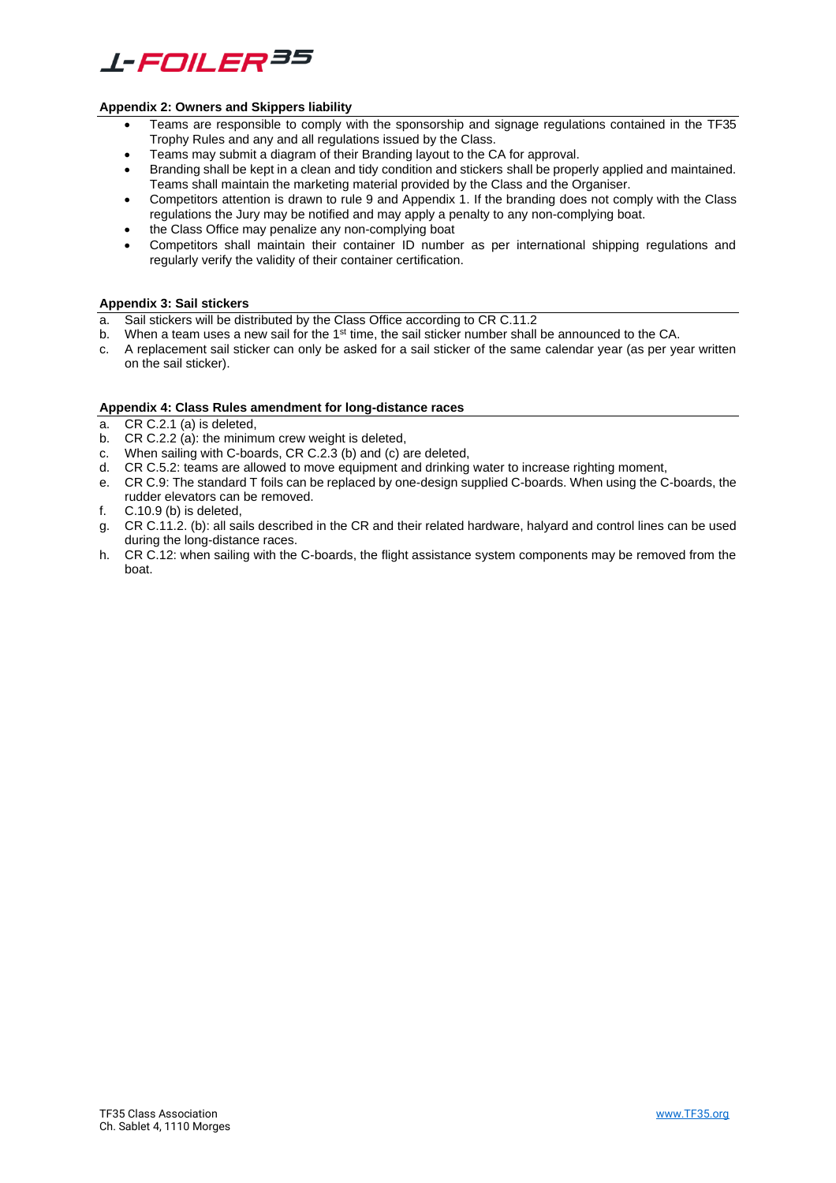### Appendix 2: Owners and Skippers liability

- Teams are responsible to comply with the sponsorship and signage regulations contained in the TF35 Trophy Rules and any and all regulations issued by the Class.
- Teams may submit a diagram of their Branding layout to the CA for approval.
- Branding shall be kept in a clean and tidy condition and stickers shall be properly applied and maintained. Teams shall maintain the marketing material provided by the Class and the Organiser.
- Competitors attention is drawn to rule 9 and Appendix 1. If the branding does not comply with the Class regulations the Jury may be notified and may apply a penalty to any non-complying boat.
- the Class Office may penalize any non-complying boat
- Competitors shall maintain their container ID number as per international shipping regulations and regularly verify the validity of their container certification.

### Appendix 3: Sail stickers

a. Sail stickers will be distributed by the Class Office according to CR C.11.2
b. When a team uses a new sail for the 1st time, the sail sticker number shall be announced to the CA.
c. A replacement sail sticker can only be asked for a sail sticker of the same calendar year (as per year written on the sail sticker).

### Appendix 4: Class Rules amendment for long-distance races

a. CR C.2.1 (a) is deleted,
b. CR C.2.2 (a): the minimum crew weight is deleted,
c. When sailing with C-boards, CR C.2.3 (b) and (c) are deleted,
d. CR C.5.2: teams are allowed to move equipment and drinking water to increase righting moment,
e. CR C.9: The standard T foils can be replaced by one-design supplied C-boards. When using the C-boards, the rudder elevators can be removed.
f. C.10.9 (b) is deleted,
g. CR C.11.2. (b): all sails described in the CR and their related hardware, halyard and control lines can be used during the long-distance races.
h. CR C.12: when sailing with the C-boards, the flight assistance system components may be removed from the boat.